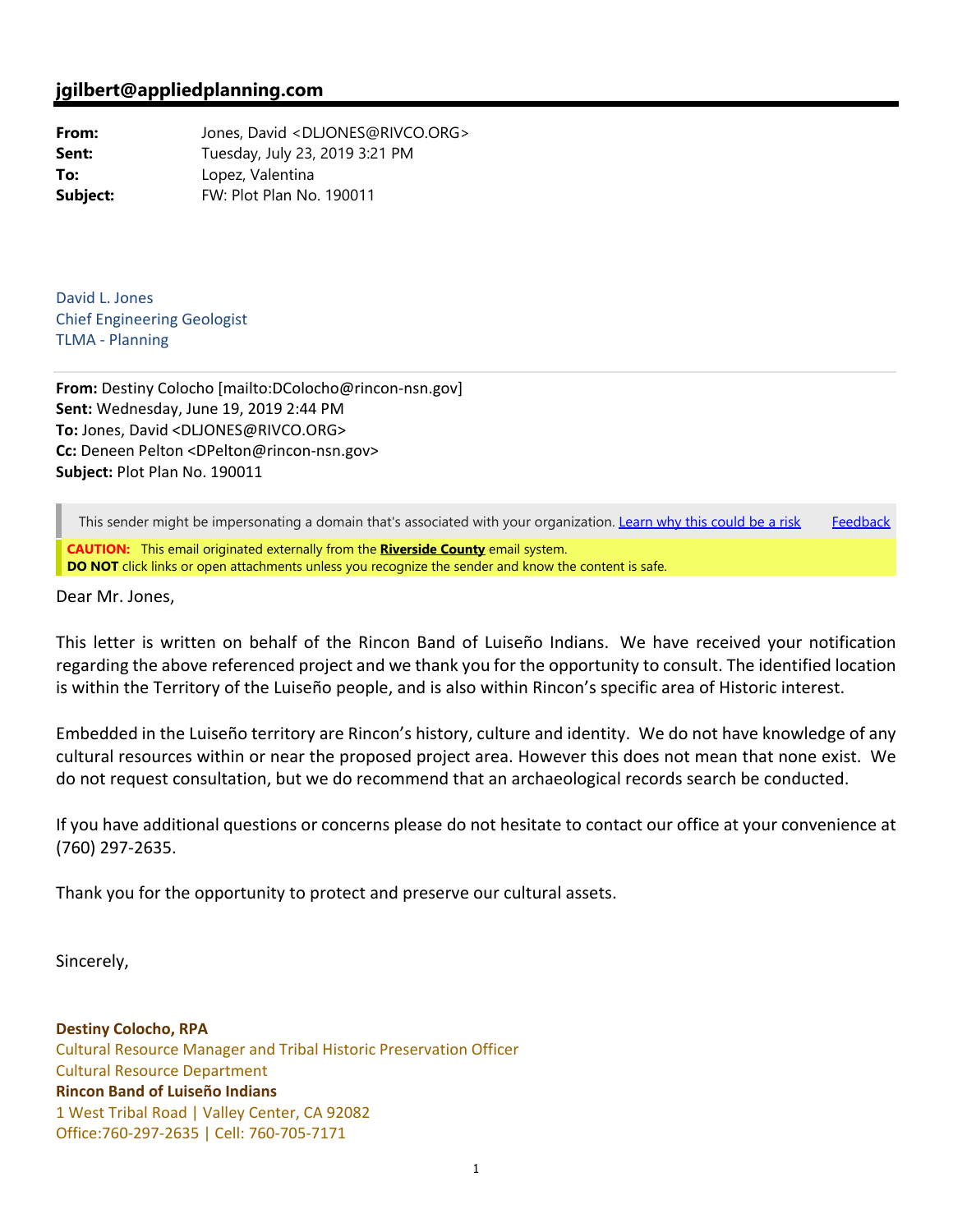**jgilbert@appliedplanning.com**

---

**From:** Jones, David <DLJONES@RIVCO.ORG>
**Sent:** Tuesday, July 23, 2019 3:21 PM
**To:** Lopez, Valentina
**Subject:** FW: Plot Plan No. 190011

David L. Jones
Chief Engineering Geologist
TLMA - Planning

**From:** Destiny Colocho [mailto:DColocho@rincon-nsn.gov]
**Sent:** Wednesday, June 19, 2019 2:44 PM
**To:** Jones, David <DLJONES@RIVCO.ORG>
**Cc:** Deneen Pelton <DPelton@rincon-nsn.gov>
**Subject:** Plot Plan No. 190011

This sender might be impersonating a domain that's associated with your organization. Learn why this could be a risk Feedback

**CAUTION:** This email originated externally from the **Riverside County** email system.
**DO NOT** click links or open attachments unless you recognize the sender and know the content is safe.

Dear Mr. Jones,

This letter is written on behalf of the Rincon Band of Luiseño Indians. We have received your notification regarding the above referenced project and we thank you for the opportunity to consult. The identified location is within the Territory of the Luiseño people, and is also within Rincon's specific area of Historic interest.

Embedded in the Luiseño territory are Rincon's history, culture and identity. We do not have knowledge of any cultural resources within or near the proposed project area. However this does not mean that none exist. We do not request consultation, but we do recommend that an archaeological records search be conducted.

If you have additional questions or concerns please do not hesitate to contact our office at your convenience at (760) 297-2635.

Thank you for the opportunity to protect and preserve our cultural assets.

Sincerely,

**Destiny Colocho, RPA**
Cultural Resource Manager and Tribal Historic Preservation Officer
Cultural Resource Department
**Rincon Band of Luiseño Indians**
1 West Tribal Road | Valley Center, CA 92082
Office:760-297-2635 | Cell: 760-705-7171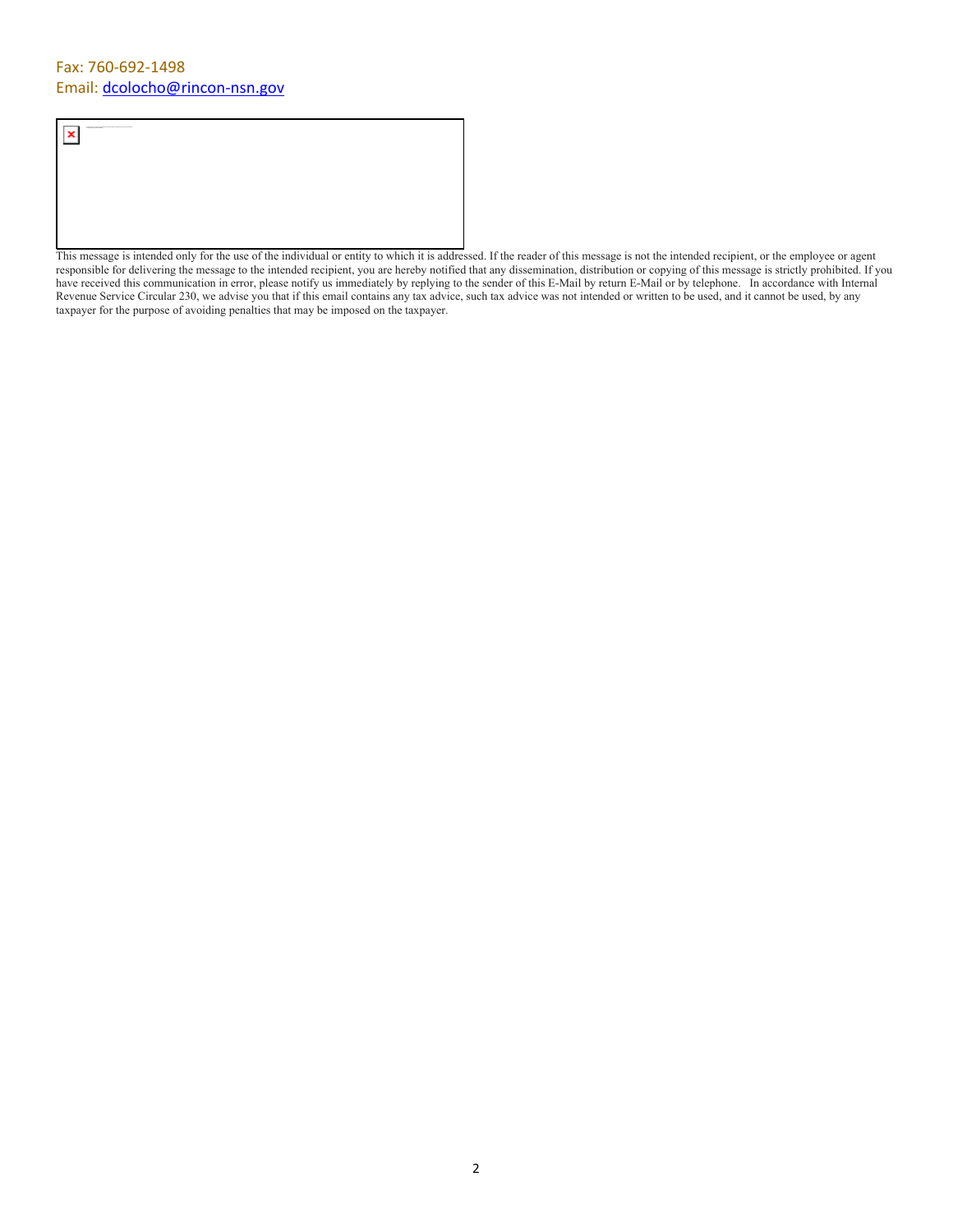Fax: 760-692-1498

Email: [dcolocho@rincon-nsn.gov](mailto:dcolocho@rincon-nsn.gov)

This message is intended only for the use of the individual or entity to which it is addressed. If the reader of this message is not the intended recipient, or the employee or agent responsible for delivering the message to the intended recipient, you are hereby notified that any dissemination, distribution or copying of this message is strictly prohibited. If you have received this communication in error, please notify us immediately by replying to the sender of this E-Mail by return E-Mail or by telephone. In accordance with Internal Revenue Service Circular 230, we advise you that if this email contains any tax advice, such tax advice was not intended or written to be used, and it cannot be used, by any taxpayer for the purpose of avoiding penalties that may be imposed on the taxpayer.